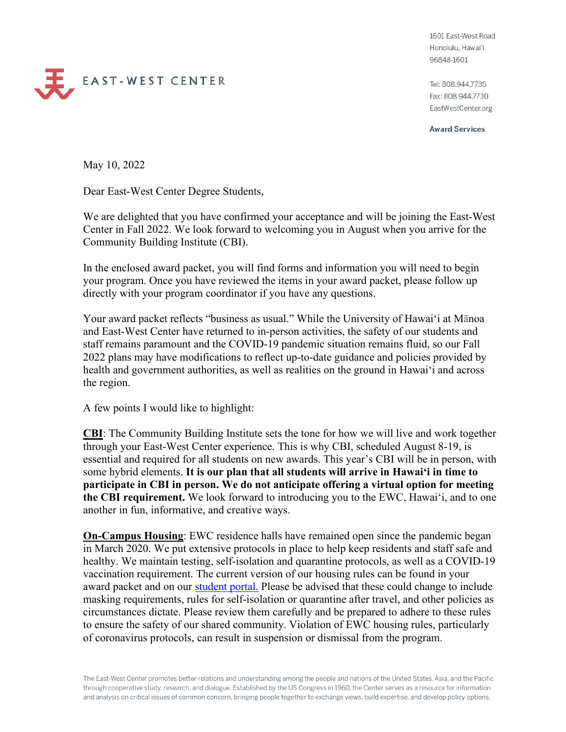EAST-WEST CENTER

1601 East-West Road
Honolulu, Hawai'i
96848-1601

Tel: 808.944.7735
Fax: 808.944.7730
EastWestCenter.org

**Award Services**

May 10, 2022

Dear East-West Center Degree Students,

We are delighted that you have confirmed your acceptance and will be joining the East-West Center in Fall 2022. We look forward to welcoming you in August when you arrive for the Community Building Institute (CBI).

In the enclosed award packet, you will find forms and information you will need to begin your program. Once you have reviewed the items in your award packet, please follow up directly with your program coordinator if you have any questions.

Your award packet reflects "business as usual." While the University of Hawaiʻi at Mānoa and East-West Center have returned to in-person activities, the safety of our students and staff remains paramount and the COVID-19 pandemic situation remains fluid, so our Fall 2022 plans may have modifications to reflect up-to-date guidance and policies provided by health and government authorities, as well as realities on the ground in Hawaiʻi and across the region.

A few points I would like to highlight:

**CBI**: The Community Building Institute sets the tone for how we will live and work together through your East-West Center experience. This is why CBI, scheduled August 8-19, is essential and required for all students on new awards. This year's CBI will be in person, with some hybrid elements. **It is our plan that all students will arrive in Hawaiʻi in time to participate in CBI in person. We do not anticipate offering a virtual option for meeting the CBI requirement.** We look forward to introducing you to the EWC, Hawaiʻi, and to one another in fun, informative, and creative ways.

**On-Campus Housing**: EWC residence halls have remained open since the pandemic began in March 2020. We put extensive protocols in place to help keep residents and staff safe and healthy. We maintain testing, self-isolation and quarantine protocols, as well as a COVID-19 vaccination requirement. The current version of our housing rules can be found in your award packet and on our student portal. Please be advised that these could change to include masking requirements, rules for self-isolation or quarantine after travel, and other policies as circumstances dictate. Please review them carefully and be prepared to adhere to these rules to ensure the safety of our shared community. Violation of EWC housing rules, particularly of coronavirus protocols, can result in suspension or dismissal from the program.

The East-West Center promotes better relations and understanding among the people and nations of the United States, Asia, and the Pacific through cooperative study, research, and dialogue. Established by the US Congress in 1960, the Center serves as a resource for information and analysis on critical issues of common concern, bringing people together to exchange views, build expertise, and develop policy options.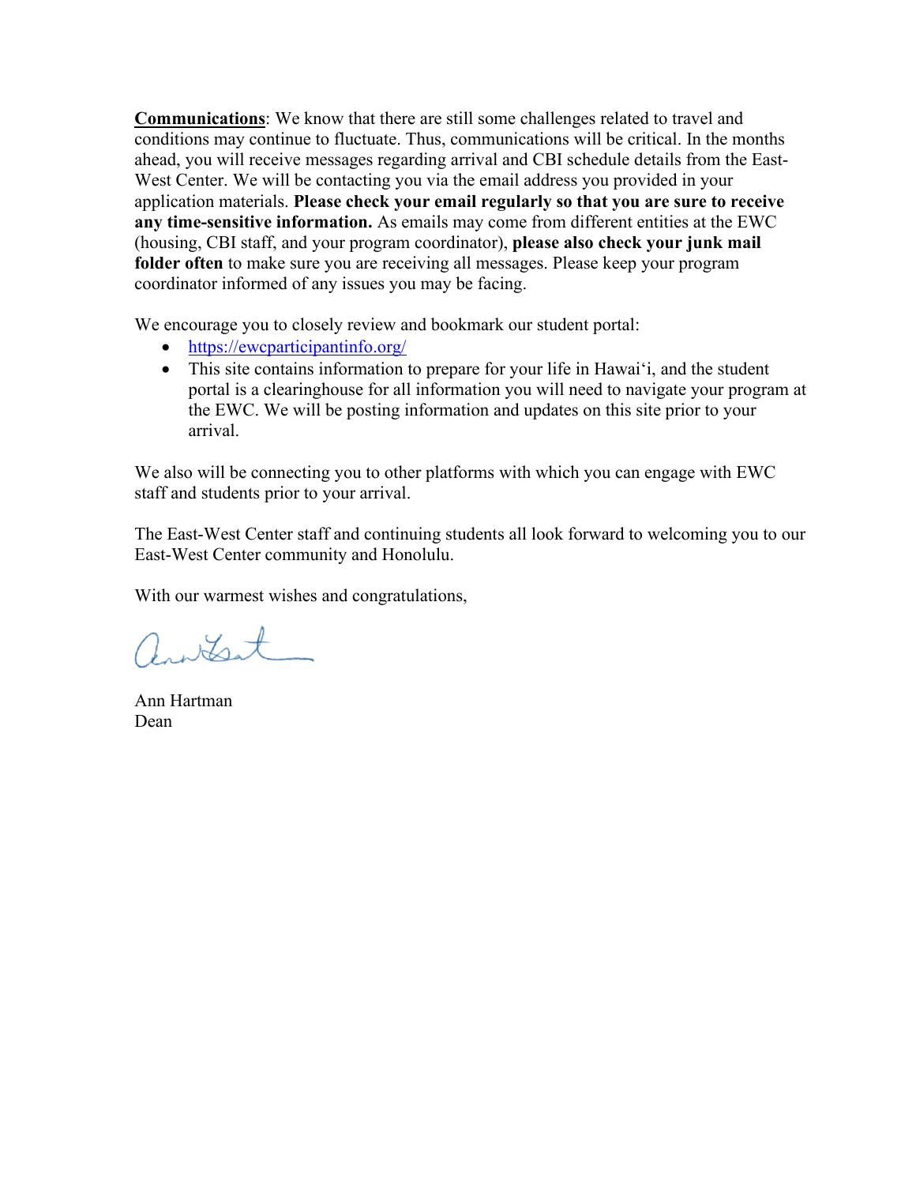**<u>Communications</u>**: We know that there are still some challenges related to travel and conditions may continue to fluctuate. Thus, communications will be critical. In the months ahead, you will receive messages regarding arrival and CBI schedule details from the East-West Center. We will be contacting you via the email address you provided in your application materials. **Please check your email regularly so that you are sure to receive any time-sensitive information.** As emails may come from different entities at the EWC (housing, CBI staff, and your program coordinator), **please also check your junk mail folder often** to make sure you are receiving all messages. Please keep your program coordinator informed of any issues you may be facing.

We encourage you to closely review and bookmark our student portal:

- [https://ewcparticipantinfo.org/](https://ewcparticipantinfo.org/)
- This site contains information to prepare for your life in Hawai‘i, and the student portal is a clearinghouse for all information you will need to navigate your program at the EWC. We will be posting information and updates on this site prior to your arrival.

We also will be connecting you to other platforms with which you can engage with EWC staff and students prior to your arrival.

The East-West Center staff and continuing students all look forward to welcoming you to our East-West Center community and Honolulu.

With our warmest wishes and congratulations,

Ann Hartman
Dean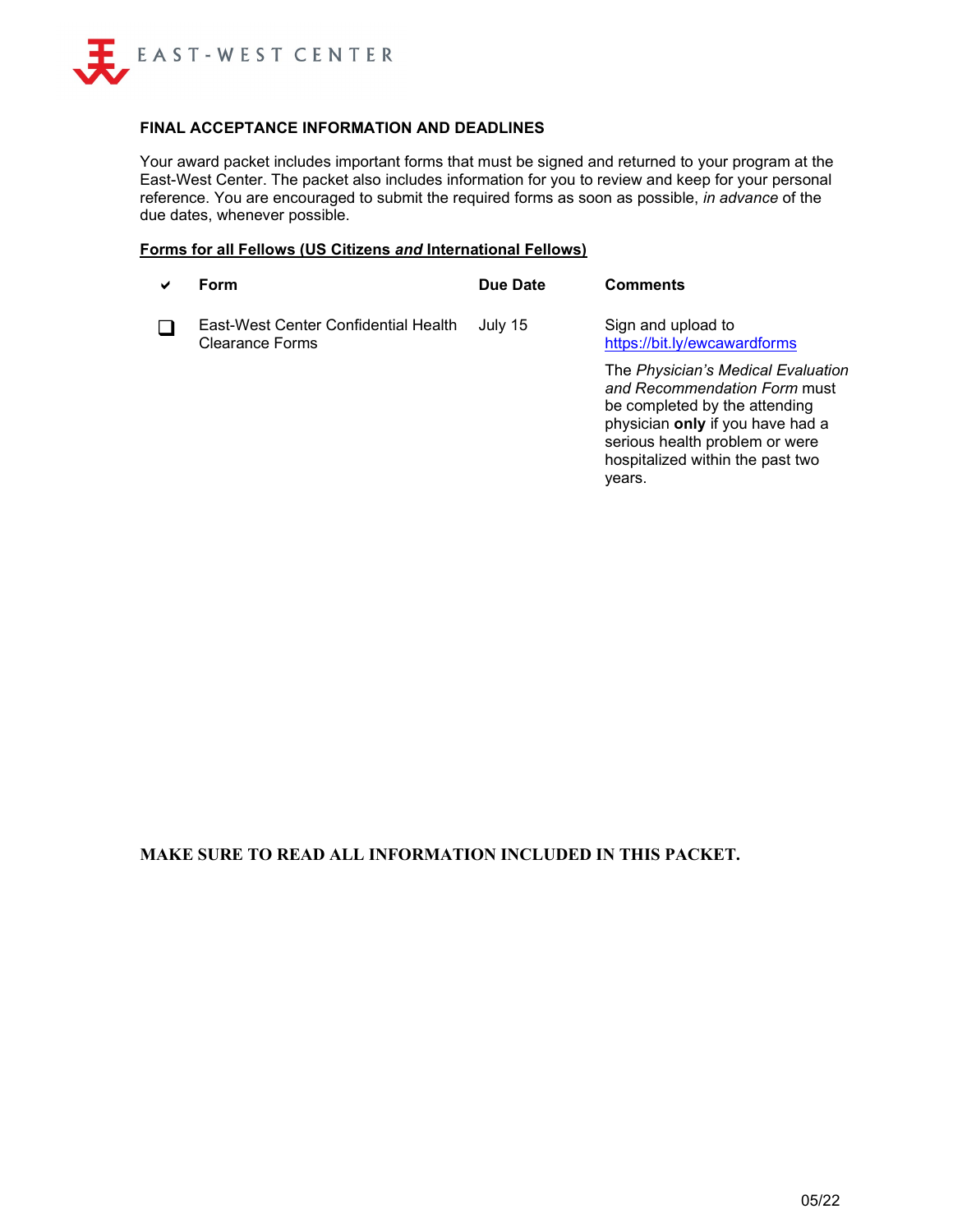## FINAL ACCEPTANCE INFORMATION AND DEADLINES

Your award packet includes important forms that must be signed and returned to your program at the East-West Center. The packet also includes information for you to review and keep for your personal reference. You are encouraged to submit the required forms as soon as possible, *in advance* of the due dates, whenever possible.

**Forms for all Fellows (US Citizens *and* International Fellows)**

| ✔ | Form | Due Date | Comments |
|---|---|---|---|
| ❑ | East-West Center Confidential Health Clearance Forms | July 15 | Sign and upload to https://bit.ly/ewcawardforms<br><br>The *Physician's Medical Evaluation and Recommendation Form* must be completed by the attending physician **only** if you have had a serious health problem or were hospitalized within the past two years. |

**MAKE SURE TO READ ALL INFORMATION INCLUDED IN THIS PACKET.**

05/22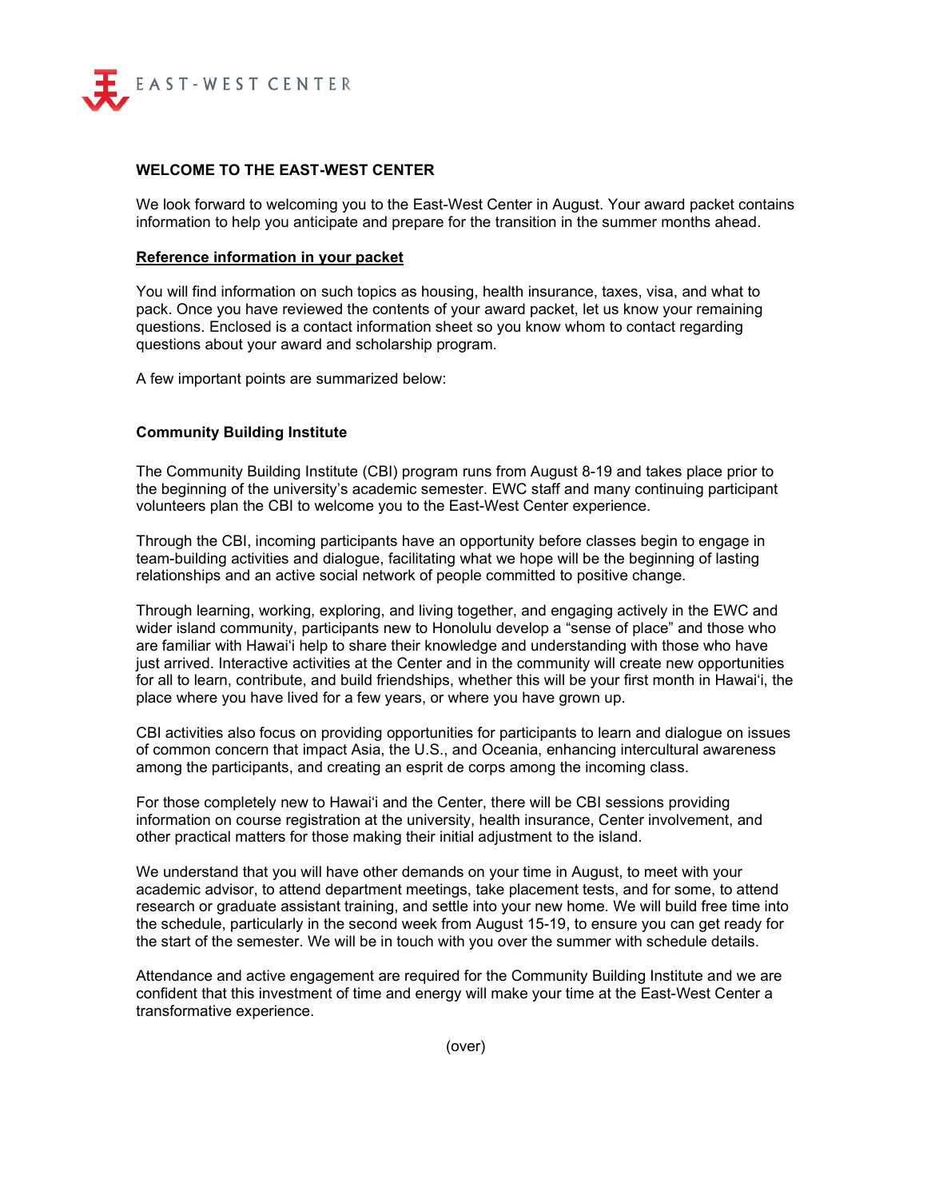EAST-WEST CENTER

## WELCOME TO THE EAST-WEST CENTER

We look forward to welcoming you to the East-West Center in August. Your award packet contains information to help you anticipate and prepare for the transition in the summer months ahead.

**Reference information in your packet**

You will find information on such topics as housing, health insurance, taxes, visa, and what to pack. Once you have reviewed the contents of your award packet, let us know your remaining questions. Enclosed is a contact information sheet so you know whom to contact regarding questions about your award and scholarship program.

A few important points are summarized below:

### Community Building Institute

The Community Building Institute (CBI) program runs from August 8-19 and takes place prior to the beginning of the university's academic semester. EWC staff and many continuing participant volunteers plan the CBI to welcome you to the East-West Center experience.

Through the CBI, incoming participants have an opportunity before classes begin to engage in team-building activities and dialogue, facilitating what we hope will be the beginning of lasting relationships and an active social network of people committed to positive change.

Through learning, working, exploring, and living together, and engaging actively in the EWC and wider island community, participants new to Honolulu develop a "sense of place" and those who are familiar with Hawai'i help to share their knowledge and understanding with those who have just arrived. Interactive activities at the Center and in the community will create new opportunities for all to learn, contribute, and build friendships, whether this will be your first month in Hawai'i, the place where you have lived for a few years, or where you have grown up.

CBI activities also focus on providing opportunities for participants to learn and dialogue on issues of common concern that impact Asia, the U.S., and Oceania, enhancing intercultural awareness among the participants, and creating an esprit de corps among the incoming class.

For those completely new to Hawai'i and the Center, there will be CBI sessions providing information on course registration at the university, health insurance, Center involvement, and other practical matters for those making their initial adjustment to the island.

We understand that you will have other demands on your time in August, to meet with your academic advisor, to attend department meetings, take placement tests, and for some, to attend research or graduate assistant training, and settle into your new home. We will build free time into the schedule, particularly in the second week from August 15-19, to ensure you can get ready for the start of the semester. We will be in touch with you over the summer with schedule details.

Attendance and active engagement are required for the Community Building Institute and we are confident that this investment of time and energy will make your time at the East-West Center a transformative experience.

(over)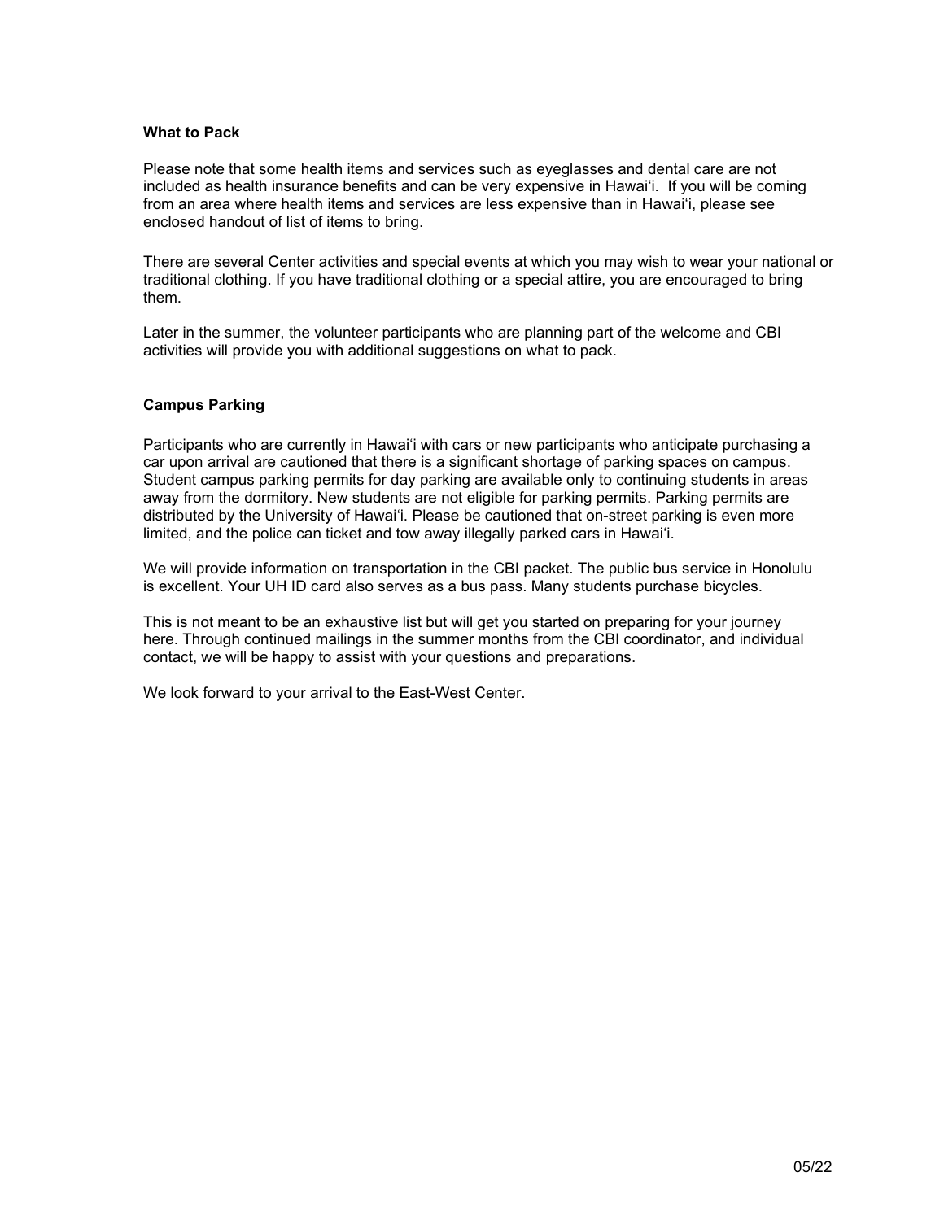**What to Pack**

Please note that some health items and services such as eyeglasses and dental care are not included as health insurance benefits and can be very expensive in Hawai‘i. If you will be coming from an area where health items and services are less expensive than in Hawai‘i, please see enclosed handout of list of items to bring.

There are several Center activities and special events at which you may wish to wear your national or traditional clothing. If you have traditional clothing or a special attire, you are encouraged to bring them.

Later in the summer, the volunteer participants who are planning part of the welcome and CBI activities will provide you with additional suggestions on what to pack.

**Campus Parking**

Participants who are currently in Hawai‘i with cars or new participants who anticipate purchasing a car upon arrival are cautioned that there is a significant shortage of parking spaces on campus. Student campus parking permits for day parking are available only to continuing students in areas away from the dormitory. New students are not eligible for parking permits. Parking permits are distributed by the University of Hawai‘i. Please be cautioned that on-street parking is even more limited, and the police can ticket and tow away illegally parked cars in Hawai‘i.

We will provide information on transportation in the CBI packet. The public bus service in Honolulu is excellent. Your UH ID card also serves as a bus pass. Many students purchase bicycles.

This is not meant to be an exhaustive list but will get you started on preparing for your journey here. Through continued mailings in the summer months from the CBI coordinator, and individual contact, we will be happy to assist with your questions and preparations.

We look forward to your arrival to the East-West Center.

05/22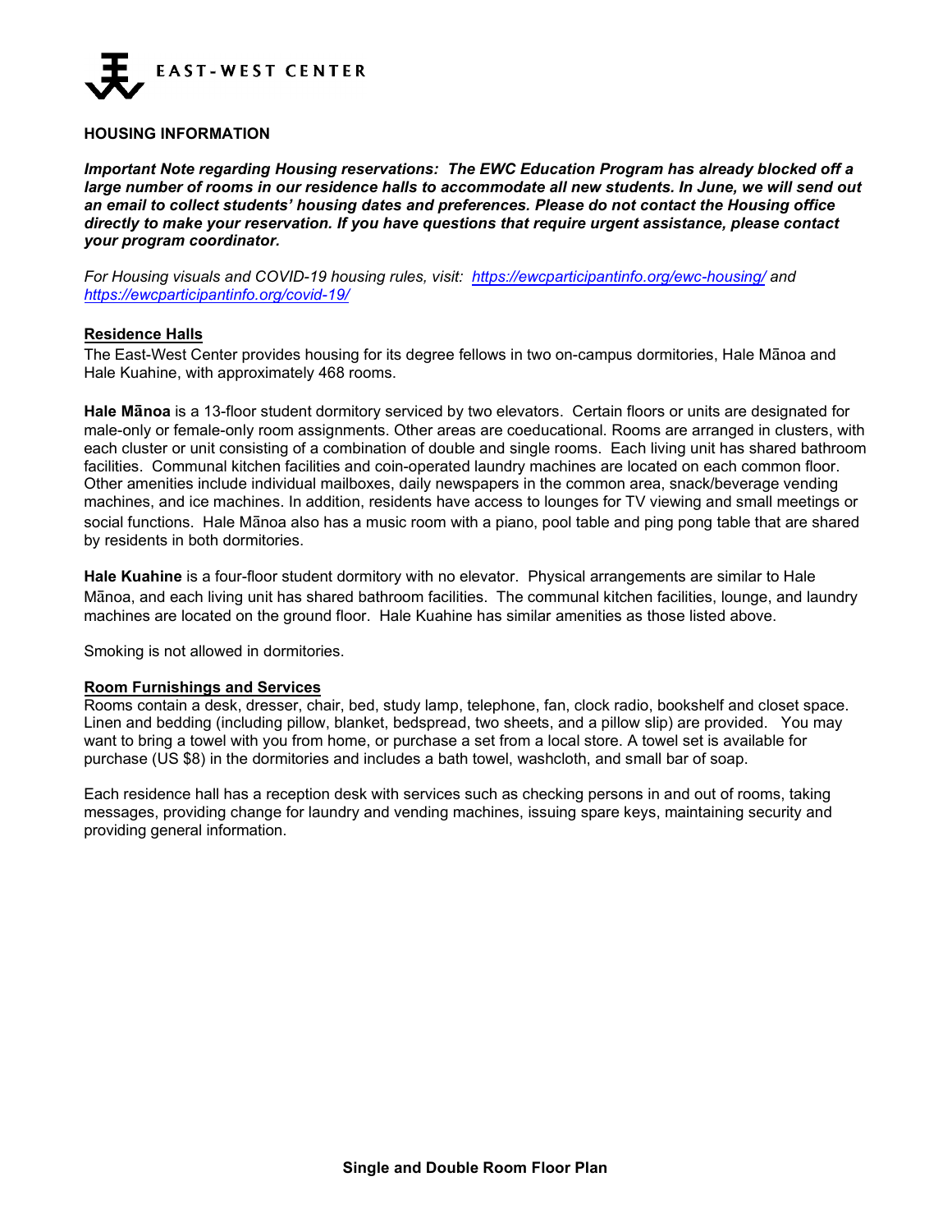EAST-WEST CENTER

**HOUSING INFORMATION**

***Important Note regarding Housing reservations: The EWC Education Program has already blocked off a large number of rooms in our residence halls to accommodate all new students. In June, we will send out an email to collect students' housing dates and preferences. Please do not contact the Housing office directly to make your reservation. If you have questions that require urgent assistance, please contact your program coordinator.***

*For Housing visuals and COVID-19 housing rules, visit: https://ewcparticipantinfo.org/ewc-housing/ and https://ewcparticipantinfo.org/covid-19/*

## Residence Halls

The East-West Center provides housing for its degree fellows in two on-campus dormitories, Hale Mānoa and Hale Kuahine, with approximately 468 rooms.

**Hale Mānoa** is a 13-floor student dormitory serviced by two elevators. Certain floors or units are designated for male-only or female-only room assignments. Other areas are coeducational. Rooms are arranged in clusters, with each cluster or unit consisting of a combination of double and single rooms. Each living unit has shared bathroom facilities. Communal kitchen facilities and coin-operated laundry machines are located on each common floor. Other amenities include individual mailboxes, daily newspapers in the common area, snack/beverage vending machines, and ice machines. In addition, residents have access to lounges for TV viewing and small meetings or social functions. Hale Mānoa also has a music room with a piano, pool table and ping pong table that are shared by residents in both dormitories.

**Hale Kuahine** is a four-floor student dormitory with no elevator. Physical arrangements are similar to Hale Mānoa, and each living unit has shared bathroom facilities. The communal kitchen facilities, lounge, and laundry machines are located on the ground floor. Hale Kuahine has similar amenities as those listed above.

Smoking is not allowed in dormitories.

## Room Furnishings and Services

Rooms contain a desk, dresser, chair, bed, study lamp, telephone, fan, clock radio, bookshelf and closet space. Linen and bedding (including pillow, blanket, bedspread, two sheets, and a pillow slip) are provided. You may want to bring a towel with you from home, or purchase a set from a local store. A towel set is available for purchase (US $8) in the dormitories and includes a bath towel, washcloth, and small bar of soap.

Each residence hall has a reception desk with services such as checking persons in and out of rooms, taking messages, providing change for laundry and vending machines, issuing spare keys, maintaining security and providing general information.

**Single and Double Room Floor Plan**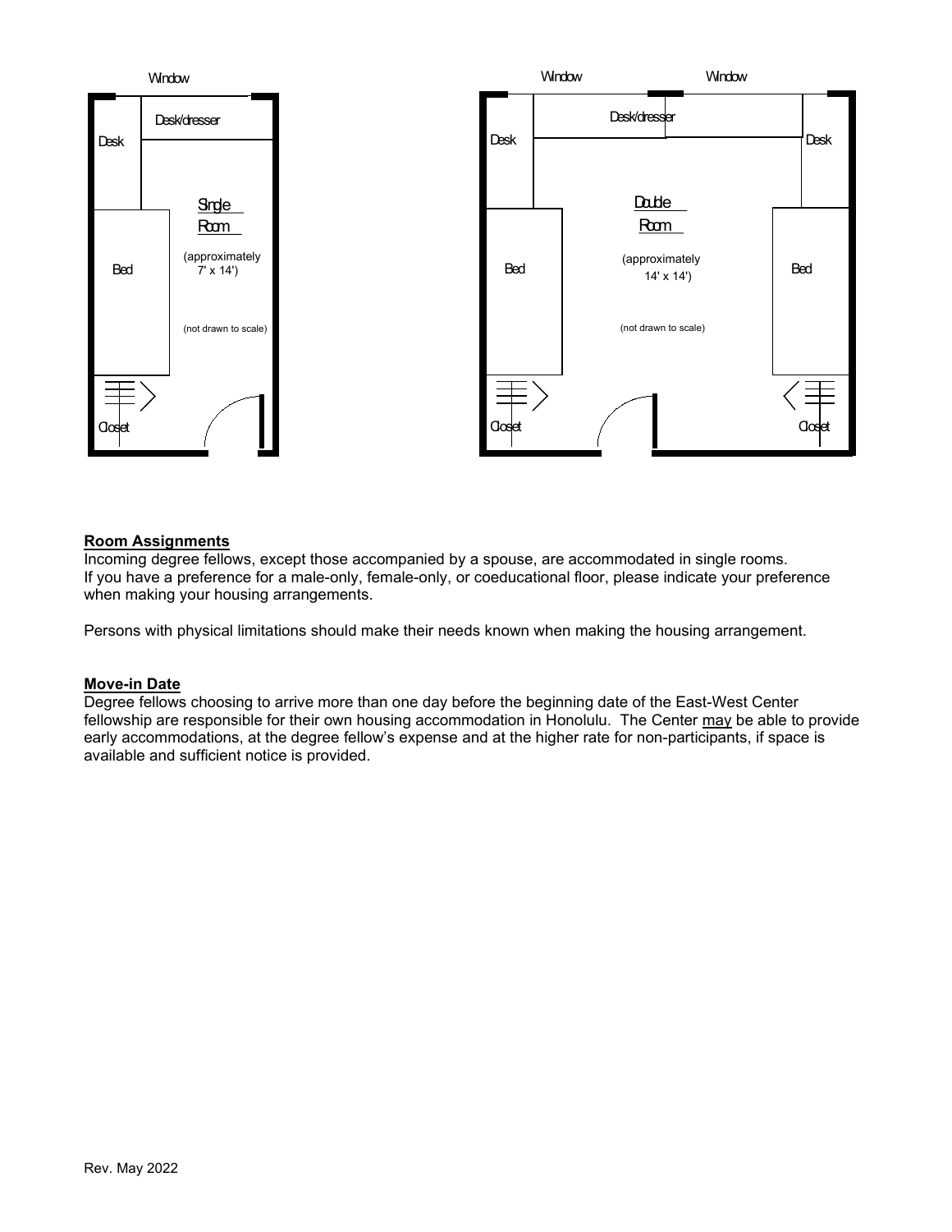Window

Desk/dresser

Desk

Single Room

(approximately 7' x 14')

Bed

(not drawn to scale)

Closet

Window Window

Desk/dresser

Desk Desk

Double Room

(approximately 14' x 14')

Bed Bed

(not drawn to scale)

Closet Closet

**Room Assignments**

Incoming degree fellows, except those accompanied by a spouse, are accommodated in single rooms. If you have a preference for a male-only, female-only, or coeducational floor, please indicate your preference when making your housing arrangements.

Persons with physical limitations should make their needs known when making the housing arrangement.

**Move-in Date**

Degree fellows choosing to arrive more than one day before the beginning date of the East-West Center fellowship are responsible for their own housing accommodation in Honolulu. The Center may be able to provide early accommodations, at the degree fellow's expense and at the higher rate for non-participants, if space is available and sufficient notice is provided.

Rev. May 2022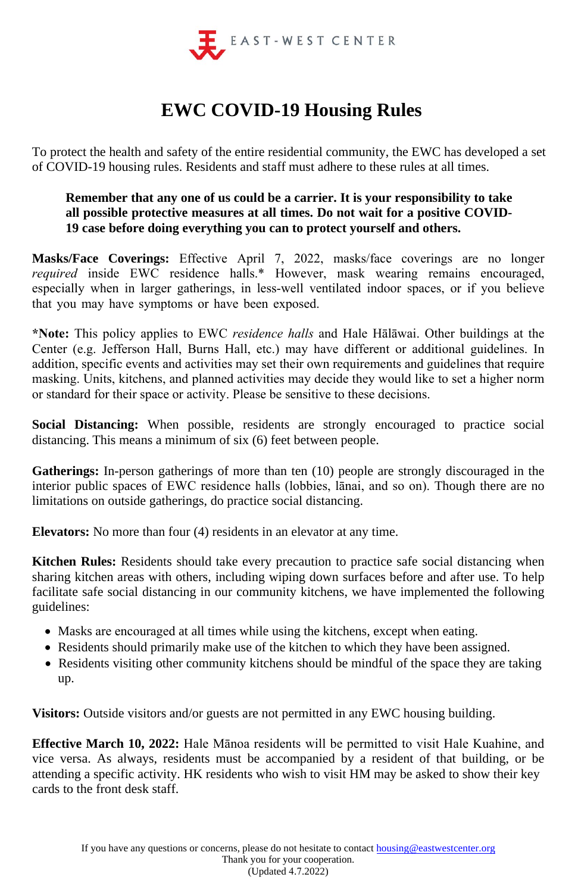EAST-WEST CENTER

# EWC COVID-19 Housing Rules

To protect the health and safety of the entire residential community, the EWC has developed a set of COVID-19 housing rules. Residents and staff must adhere to these rules at all times.

> **Remember that any one of us could be a carrier. It is your responsibility to take all possible protective measures at all times. Do not wait for a positive COVID-19 case before doing everything you can to protect yourself and others.**

**Masks/Face Coverings:** Effective April 7, 2022, masks/face coverings are no longer *required* inside EWC residence halls.* However, mask wearing remains encouraged, especially when in larger gatherings, in less-well ventilated indoor spaces, or if you believe that you may have symptoms or have been exposed.

***Note:** This policy applies to EWC *residence halls* and Hale Hālāwai. Other buildings at the Center (e.g. Jefferson Hall, Burns Hall, etc.) may have different or additional guidelines. In addition, specific events and activities may set their own requirements and guidelines that require masking. Units, kitchens, and planned activities may decide they would like to set a higher norm or standard for their space or activity. Please be sensitive to these decisions.

**Social Distancing:** When possible, residents are strongly encouraged to practice social distancing. This means a minimum of six (6) feet between people.

**Gatherings:** In-person gatherings of more than ten (10) people are strongly discouraged in the interior public spaces of EWC residence halls (lobbies, lānai, and so on). Though there are no limitations on outside gatherings, do practice social distancing.

**Elevators:** No more than four (4) residents in an elevator at any time.

**Kitchen Rules:** Residents should take every precaution to practice safe social distancing when sharing kitchen areas with others, including wiping down surfaces before and after use. To help facilitate safe social distancing in our community kitchens, we have implemented the following guidelines:

- Masks are encouraged at all times while using the kitchens, except when eating.
- Residents should primarily make use of the kitchen to which they have been assigned.
- Residents visiting other community kitchens should be mindful of the space they are taking up.

**Visitors:** Outside visitors and/or guests are not permitted in any EWC housing building.

**Effective March 10, 2022:** Hale Mānoa residents will be permitted to visit Hale Kuahine, and vice versa. As always, residents must be accompanied by a resident of that building, or be attending a specific activity. HK residents who wish to visit HM may be asked to show their key cards to the front desk staff.

If you have any questions or concerns, please do not hesitate to contact [housing@eastwestcenter.org](mailto:housing@eastwestcenter.org)
Thank you for your cooperation.
(Updated 4.7.2022)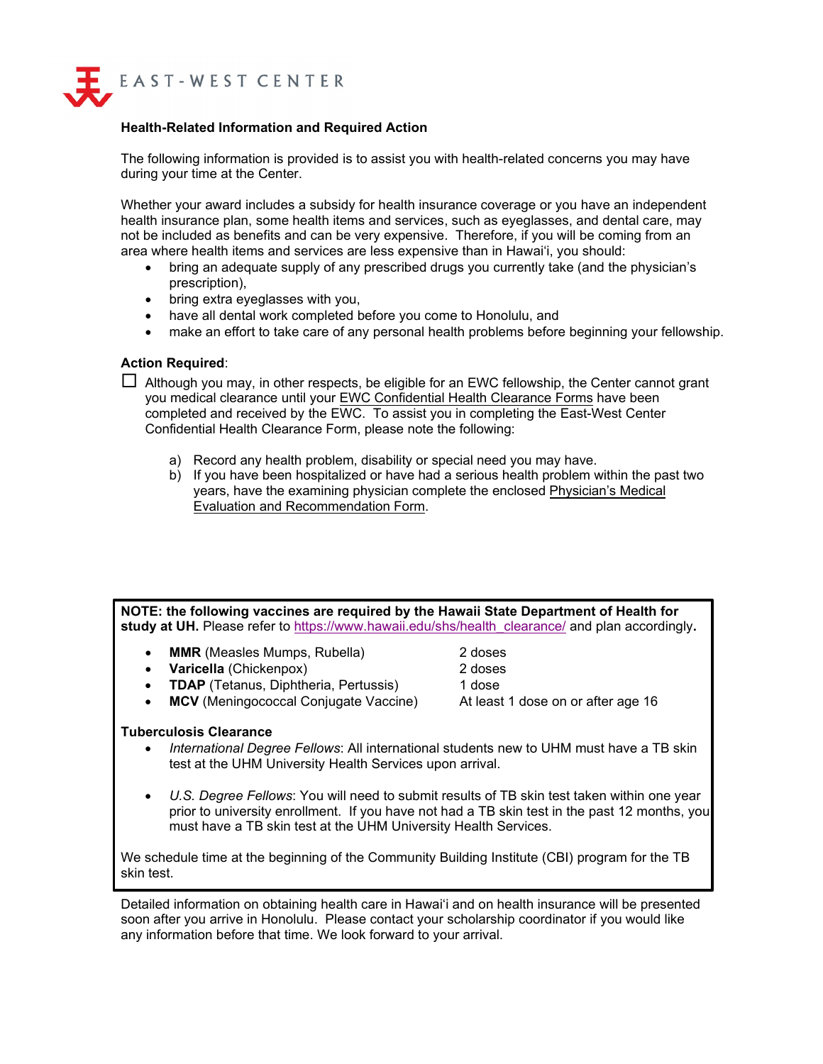EAST-WEST CENTER

**Health-Related Information and Required Action**

The following information is provided is to assist you with health-related concerns you may have during your time at the Center.

Whether your award includes a subsidy for health insurance coverage or you have an independent health insurance plan, some health items and services, such as eyeglasses, and dental care, may not be included as benefits and can be very expensive. Therefore, if you will be coming from an area where health items and services are less expensive than in Hawaiʻi, you should:

- bring an adequate supply of any prescribed drugs you currently take (and the physician's prescription),
- bring extra eyeglasses with you,
- have all dental work completed before you come to Honolulu, and
- make an effort to take care of any personal health problems before beginning your fellowship.

**Action Required**:

☐ Although you may, in other respects, be eligible for an EWC fellowship, the Center cannot grant you medical clearance until your EWC Confidential Health Clearance Forms have been completed and received by the EWC. To assist you in completing the East-West Center Confidential Health Clearance Form, please note the following:

a) Record any health problem, disability or special need you may have.
b) If you have been hospitalized or have had a serious health problem within the past two years, have the examining physician complete the enclosed Physician's Medical Evaluation and Recommendation Form.

**NOTE: the following vaccines are required by the Hawaii State Department of Health for study at UH.** Please refer to https://www.hawaii.edu/shs/health_clearance/ and plan accordingly**.**

- **MMR** (Measles Mumps, Rubella) — 2 doses
- **Varicella** (Chickenpox) — 2 doses
- **TDAP** (Tetanus, Diphtheria, Pertussis) — 1 dose
- **MCV** (Meningococcal Conjugate Vaccine) — At least 1 dose on or after age 16

**Tuberculosis Clearance**

- *International Degree Fellows*: All international students new to UHM must have a TB skin test at the UHM University Health Services upon arrival.
- *U.S. Degree Fellows*: You will need to submit results of TB skin test taken within one year prior to university enrollment. If you have not had a TB skin test in the past 12 months, you must have a TB skin test at the UHM University Health Services.

We schedule time at the beginning of the Community Building Institute (CBI) program for the TB skin test.

Detailed information on obtaining health care in Hawaiʻi and on health insurance will be presented soon after you arrive in Honolulu. Please contact your scholarship coordinator if you would like any information before that time. We look forward to your arrival.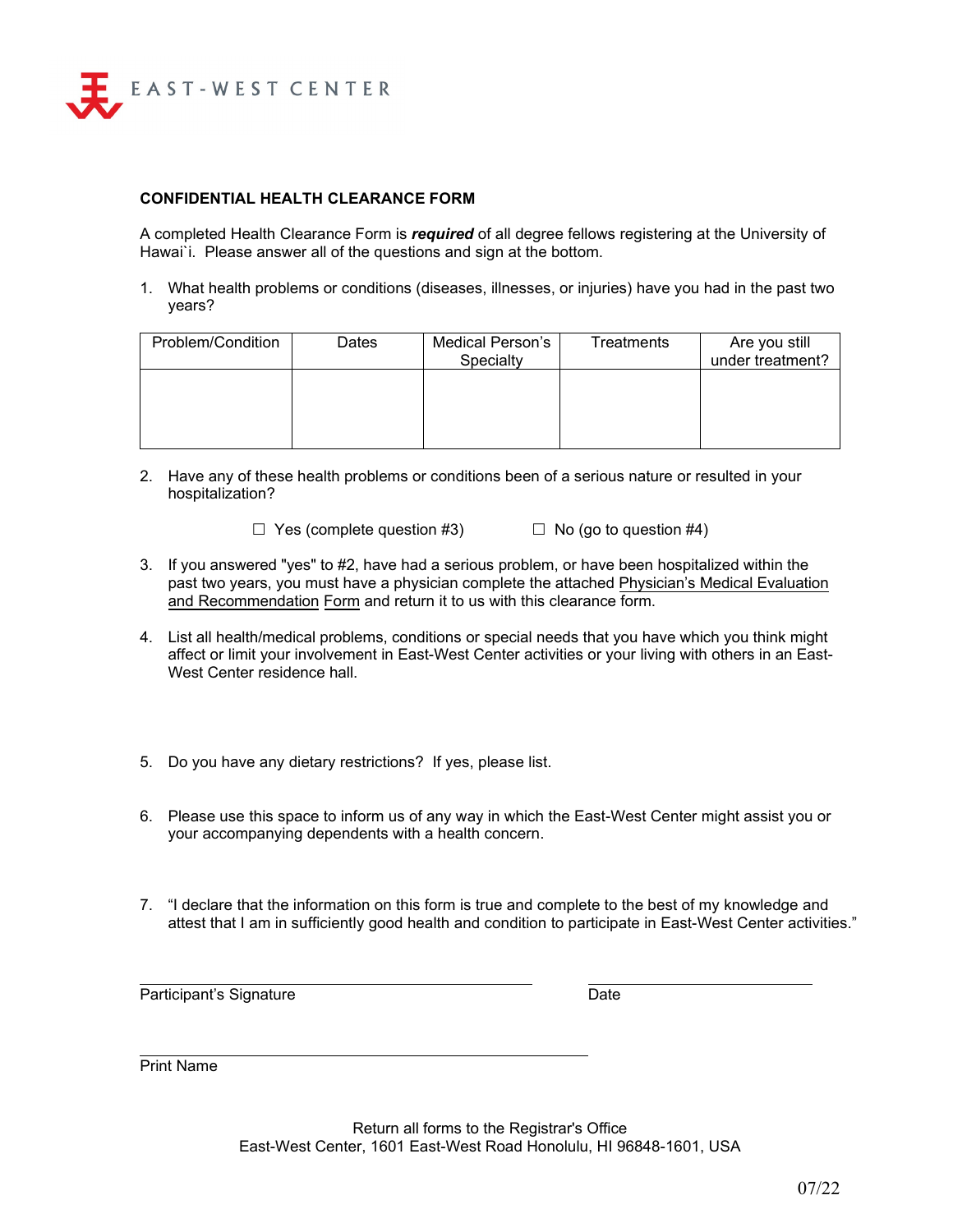EAST-WEST CENTER

**CONFIDENTIAL HEALTH CLEARANCE FORM**

A completed Health Clearance Form is ***required*** of all degree fellows registering at the University of Hawai`i. Please answer all of the questions and sign at the bottom.

1. What health problems or conditions (diseases, illnesses, or injuries) have you had in the past two years?

| Problem/Condition | Dates | Medical Person's Specialty | Treatments | Are you still under treatment? |
|---|---|---|---|---|
| | | | | |

2. Have any of these health problems or conditions been of a serious nature or resulted in your hospitalization?

   ☐ Yes (complete question #3)     ☐ No (go to question #4)

3. If you answered "yes" to #2, have had a serious problem, or have been hospitalized within the past two years, you must have a physician complete the attached Physician's Medical Evaluation and Recommendation Form and return it to us with this clearance form.

4. List all health/medical problems, conditions or special needs that you have which you think might affect or limit your involvement in East-West Center activities or your living with others in an East-West Center residence hall.

5. Do you have any dietary restrictions? If yes, please list.

6. Please use this space to inform us of any way in which the East-West Center might assist you or your accompanying dependents with a health concern.

7. "I declare that the information on this form is true and complete to the best of my knowledge and attest that I am in sufficiently good health and condition to participate in East-West Center activities."

______________________________ &nbsp;&nbsp;&nbsp; ____________________
Participant's Signature &nbsp;&nbsp;&nbsp; Date

______________________________
Print Name

Return all forms to the Registrar's Office
East-West Center, 1601 East-West Road Honolulu, HI 96848-1601, USA

07/22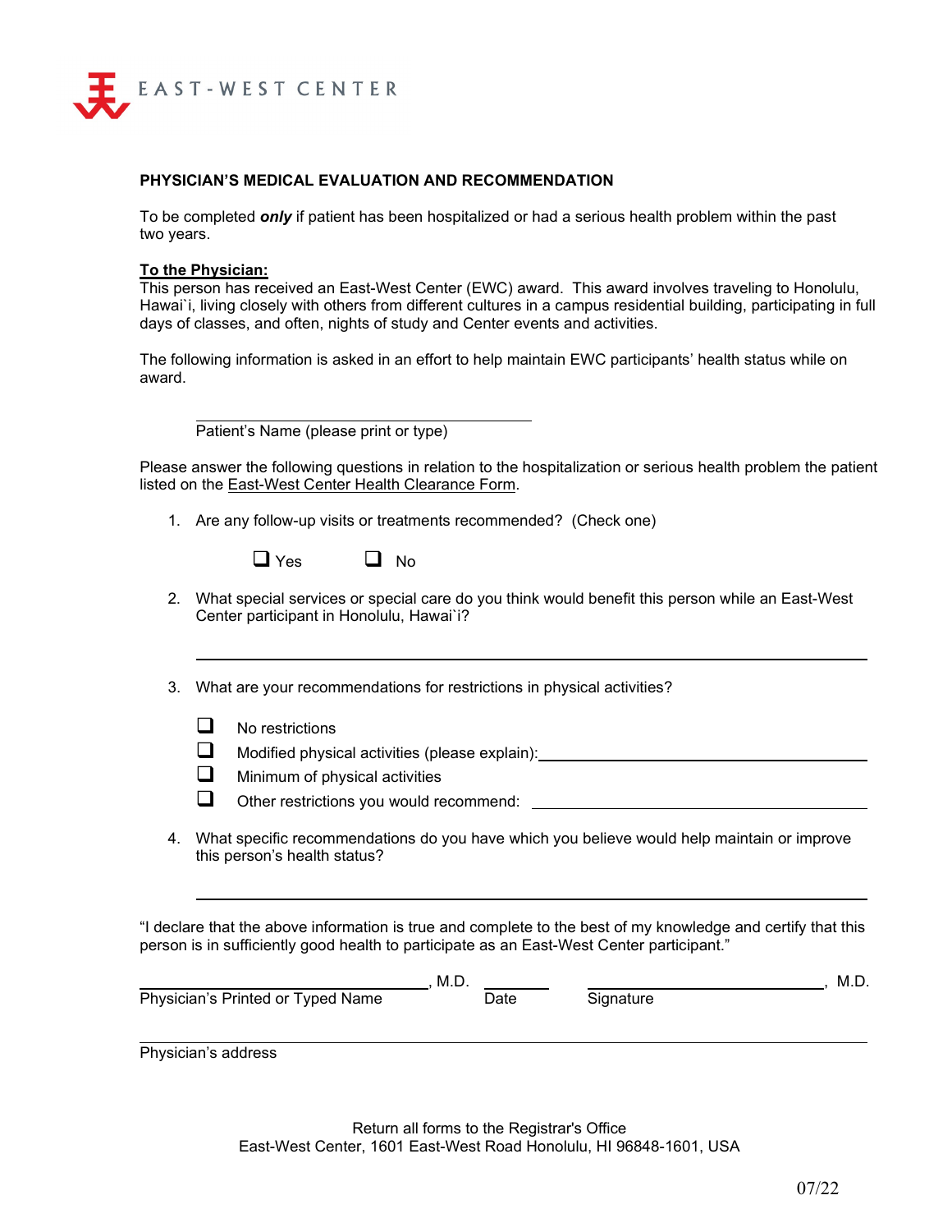EAST-WEST CENTER

**PHYSICIAN'S MEDICAL EVALUATION AND RECOMMENDATION**

To be completed ***only*** if patient has been hospitalized or had a serious health problem within the past two years.

**To the Physician:**
This person has received an East-West Center (EWC) award. This award involves traveling to Honolulu, Hawai`i, living closely with others from different cultures in a campus residential building, participating in full days of classes, and often, nights of study and Center events and activities.

The following information is asked in an effort to help maintain EWC participants' health status while on award.

\_\_\_\_\_\_\_\_\_\_\_\_\_\_\_\_\_\_\_\_\_\_\_\_\_\_\_\_\_\_\_\_\_\_\_\_\_\_\_\_
Patient's Name (please print or type)

Please answer the following questions in relation to the hospitalization or serious health problem the patient listed on the East-West Center Health Clearance Form.

1. Are any follow-up visits or treatments recommended? (Check one)

   ☐ Yes ☐ No

2. What special services or special care do you think would benefit this person while an East-West Center participant in Honolulu, Hawai`i?

   \_\_\_\_\_\_\_\_\_\_\_\_\_\_\_\_\_\_\_\_\_\_\_\_\_\_\_\_\_\_\_\_\_\_\_\_\_\_\_\_\_\_\_\_\_\_\_\_\_\_\_\_\_\_\_\_\_\_\_\_\_\_\_\_\_\_\_\_\_\_\_\_\_\_\_\_

3. What are your recommendations for restrictions in physical activities?

   ☐ No restrictions
   ☐ Modified physical activities (please explain): \_\_\_\_\_\_\_\_\_\_\_\_\_\_\_\_\_\_\_\_\_\_\_\_\_\_\_\_\_\_\_\_\_\_\_\_\_\_\_\_
   ☐ Minimum of physical activities
   ☐ Other restrictions you would recommend: \_\_\_\_\_\_\_\_\_\_\_\_\_\_\_\_\_\_\_\_\_\_\_\_\_\_\_\_\_\_\_\_\_\_\_\_\_\_\_\_

4. What specific recommendations do you have which you believe would help maintain or improve this person's health status?

   \_\_\_\_\_\_\_\_\_\_\_\_\_\_\_\_\_\_\_\_\_\_\_\_\_\_\_\_\_\_\_\_\_\_\_\_\_\_\_\_\_\_\_\_\_\_\_\_\_\_\_\_\_\_\_\_\_\_\_\_\_\_\_\_\_\_\_\_\_\_\_\_\_\_\_\_

"I declare that the above information is true and complete to the best of my knowledge and certify that this person is in sufficiently good health to participate as an East-West Center participant."

\_\_\_\_\_\_\_\_\_\_\_\_\_\_\_\_\_\_\_\_\_\_\_\_\_\_\_\_\_\_\_\_\_\_\_\_, M.D. \_\_\_\_\_\_\_\_ \_\_\_\_\_\_\_\_\_\_\_\_\_\_\_\_\_\_\_\_\_\_\_\_\_\_\_\_\_\_, M.D.
Physician's Printed or Typed Name Date Signature

\_\_\_\_\_\_\_\_\_\_\_\_\_\_\_\_\_\_\_\_\_\_\_\_\_\_\_\_\_\_\_\_\_\_\_\_\_\_\_\_\_\_\_\_\_\_\_\_\_\_\_\_\_\_\_\_\_\_\_\_\_\_\_\_\_\_\_\_\_\_\_\_\_\_\_\_\_\_\_\_\_\_\_\_
Physician's address

Return all forms to the Registrar's Office
East-West Center, 1601 East-West Road Honolulu, HI 96848-1601, USA

07/22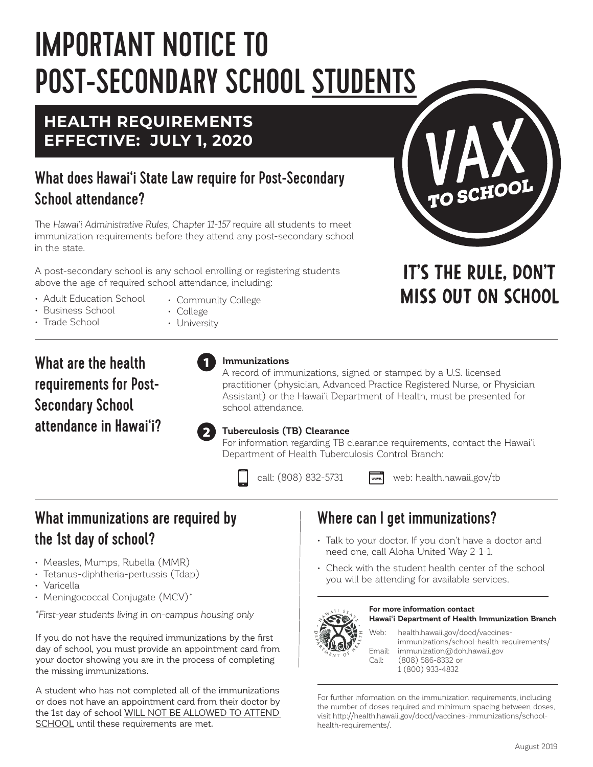# IMPORTANT NOTICE TO POST-SECONDARY SCHOOL STUDENTS

**HEALTH REQUIREMENTS**
**EFFECTIVE: JULY 1, 2020**

VAX TO SCHOOL

IT'S THE RULE, DON'T MISS OUT ON SCHOOL

## What does Hawaiʻi State Law require for Post-Secondary School attendance?

The *Hawaiʻi Administrative Rules, Chapter 11-157* require all students to meet immunization requirements before they attend any post-secondary school in the state.

A post-secondary school is any school enrolling or registering students above the age of required school attendance, including:

- Adult Education School
- Business School
- Trade School
- Community College
- College
- University

## What are the health requirements for Post-Secondary School attendance in Hawaiʻi?

1. **Immunizations**
   A record of immunizations, signed or stamped by a U.S. licensed practitioner (physician, Advanced Practice Registered Nurse, or Physician Assistant) or the Hawaiʻi Department of Health, must be presented for school attendance.

2. **Tuberculosis (TB) Clearance**
   For information regarding TB clearance requirements, contact the Hawaiʻi Department of Health Tuberculosis Control Branch:

   call: (808) 832-5731

   web: health.hawaii.gov/tb

## What immunizations are required by the 1st day of school?

- Measles, Mumps, Rubella (MMR)
- Tetanus-diphtheria-pertussis (Tdap)
- Varicella
- Meningococcal Conjugate (MCV)*

*\*First-year students living in on-campus housing only*

If you do not have the required immunizations by the first day of school, you must provide an appointment card from your doctor showing you are in the process of completing the missing immunizations.

A student who has not completed all of the immunizations or does not have an appointment card from their doctor by the 1st day of school <u>WILL NOT BE ALLOWED TO ATTEND SCHOOL</u> until these requirements are met.

## Where can I get immunizations?

- Talk to your doctor. If you don't have a doctor and need one, call Aloha United Way 2-1-1.
- Check with the student health center of the school you will be attending for available services.

**For more information contact**
**Hawaiʻi Department of Health Immunization Branch**

Web: health.hawaii.gov/docd/vaccines-immunizations/school-health-requirements/
Email: immunization@doh.hawaii.gov
Call: (808) 586-8332 or 1 (800) 933-4832

For further information on the immunization requirements, including the number of doses required and minimum spacing between doses, visit http://health.hawaii.gov/docd/vaccines-immunizations/school-health-requirements/.

August 2019